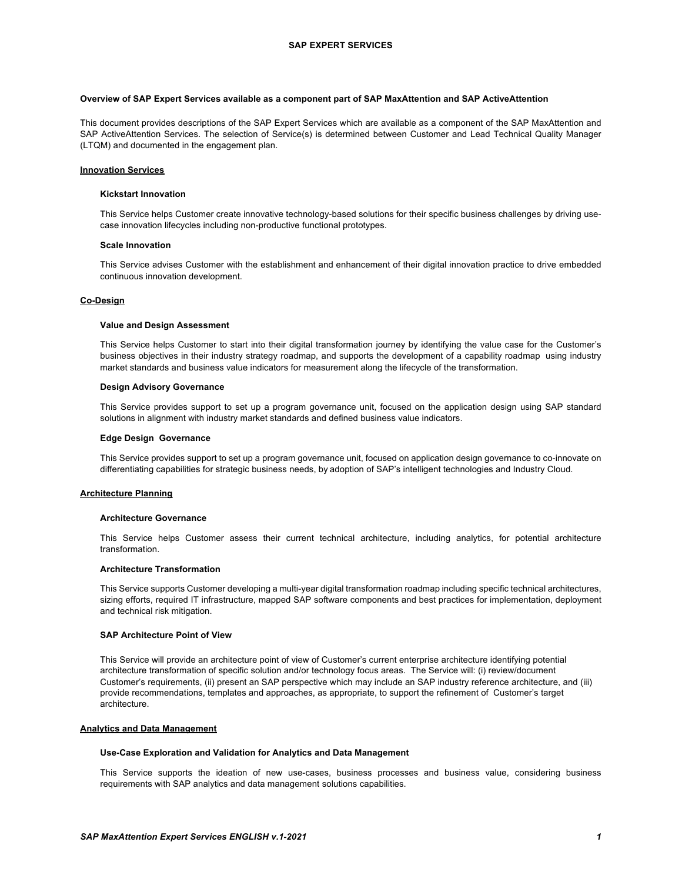# SAP EXPERT SERVICES

**Overview of SAP Expert Services available as a component part of SAP MaxAttention and SAP ActiveAttention**

This document provides descriptions of the SAP Expert Services which are available as a component of the SAP MaxAttention and SAP ActiveAttention Services. The selection of Service(s) is determined between Customer and Lead Technical Quality Manager (LTQM) and documented in the engagement plan.

## Innovation Services

### Kickstart Innovation

This Service helps Customer create innovative technology-based solutions for their specific business challenges by driving use-case innovation lifecycles including non-productive functional prototypes.

### Scale Innovation

This Service advises Customer with the establishment and enhancement of their digital innovation practice to drive embedded continuous innovation development.

## Co-Design

### Value and Design Assessment

This Service helps Customer to start into their digital transformation journey by identifying the value case for the Customer's business objectives in their industry strategy roadmap, and supports the development of a capability roadmap using industry market standards and business value indicators for measurement along the lifecycle of the transformation.

### Design Advisory Governance

This Service provides support to set up a program governance unit, focused on the application design using SAP standard solutions in alignment with industry market standards and defined business value indicators.

### Edge Design Governance

This Service provides support to set up a program governance unit, focused on application design governance to co-innovate on differentiating capabilities for strategic business needs, by adoption of SAP's intelligent technologies and Industry Cloud.

## Architecture Planning

### Architecture Governance

This Service helps Customer assess their current technical architecture, including analytics, for potential architecture transformation.

### Architecture Transformation

This Service supports Customer developing a multi-year digital transformation roadmap including specific technical architectures, sizing efforts, required IT infrastructure, mapped SAP software components and best practices for implementation, deployment and technical risk mitigation.

### SAP Architecture Point of View

This Service will provide an architecture point of view of Customer's current enterprise architecture identifying potential architecture transformation of specific solution and/or technology focus areas. The Service will: (i) review/document Customer's requirements, (ii) present an SAP perspective which may include an SAP industry reference architecture, and (iii) provide recommendations, templates and approaches, as appropriate, to support the refinement of Customer's target architecture.

## Analytics and Data Management

### Use-Case Exploration and Validation for Analytics and Data Management

This Service supports the ideation of new use-cases, business processes and business value, considering business requirements with SAP analytics and data management solutions capabilities.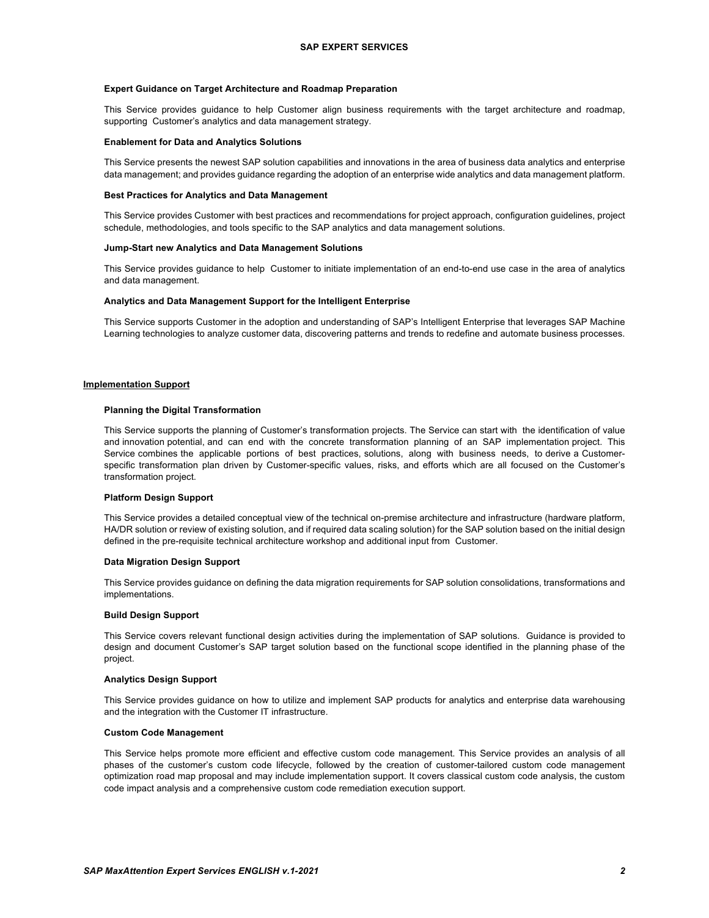**Expert Guidance on Target Architecture and Roadmap Preparation**

This Service provides guidance to help Customer align business requirements with the target architecture and roadmap, supporting Customer's analytics and data management strategy.

**Enablement for Data and Analytics Solutions**

This Service presents the newest SAP solution capabilities and innovations in the area of business data analytics and enterprise data management; and provides guidance regarding the adoption of an enterprise wide analytics and data management platform.

**Best Practices for Analytics and Data Management**

This Service provides Customer with best practices and recommendations for project approach, configuration guidelines, project schedule, methodologies, and tools specific to the SAP analytics and data management solutions.

**Jump-Start new Analytics and Data Management Solutions**

This Service provides guidance to help Customer to initiate implementation of an end-to-end use case in the area of analytics and data management.

**Analytics and Data Management Support for the Intelligent Enterprise**

This Service supports Customer in the adoption and understanding of SAP's Intelligent Enterprise that leverages SAP Machine Learning technologies to analyze customer data, discovering patterns and trends to redefine and automate business processes.

## Implementation Support

**Planning the Digital Transformation**

This Service supports the planning of Customer's transformation projects. The Service can start with the identification of value and innovation potential, and can end with the concrete transformation planning of an SAP implementation project. This Service combines the applicable portions of best practices, solutions, along with business needs, to derive a Customer-specific transformation plan driven by Customer-specific values, risks, and efforts which are all focused on the Customer's transformation project.

**Platform Design Support**

This Service provides a detailed conceptual view of the technical on-premise architecture and infrastructure (hardware platform, HA/DR solution or review of existing solution, and if required data scaling solution) for the SAP solution based on the initial design defined in the pre-requisite technical architecture workshop and additional input from Customer.

**Data Migration Design Support**

This Service provides guidance on defining the data migration requirements for SAP solution consolidations, transformations and implementations.

**Build Design Support**

This Service covers relevant functional design activities during the implementation of SAP solutions. Guidance is provided to design and document Customer's SAP target solution based on the functional scope identified in the planning phase of the project.

**Analytics Design Support**

This Service provides guidance on how to utilize and implement SAP products for analytics and enterprise data warehousing and the integration with the Customer IT infrastructure.

**Custom Code Management**

This Service helps promote more efficient and effective custom code management. This Service provides an analysis of all phases of the customer's custom code lifecycle, followed by the creation of customer-tailored custom code management optimization road map proposal and may include implementation support. It covers classical custom code analysis, the custom code impact analysis and a comprehensive custom code remediation execution support.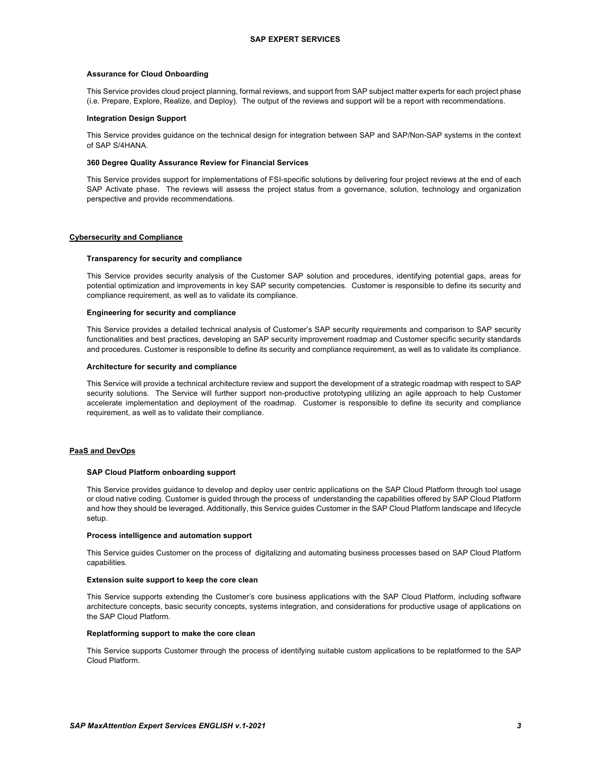#### Assurance for Cloud Onboarding

This Service provides cloud project planning, formal reviews, and support from SAP subject matter experts for each project phase (i.e. Prepare, Explore, Realize, and Deploy). The output of the reviews and support will be a report with recommendations.

#### Integration Design Support

This Service provides guidance on the technical design for integration between SAP and SAP/Non-SAP systems in the context of SAP S/4HANA.

#### 360 Degree Quality Assurance Review for Financial Services

This Service provides support for implementations of FSI-specific solutions by delivering four project reviews at the end of each SAP Activate phase. The reviews will assess the project status from a governance, solution, technology and organization perspective and provide recommendations.

### Cybersecurity and Compliance

#### Transparency for security and compliance

This Service provides security analysis of the Customer SAP solution and procedures, identifying potential gaps, areas for potential optimization and improvements in key SAP security competencies. Customer is responsible to define its security and compliance requirement, as well as to validate its compliance.

#### Engineering for security and compliance

This Service provides a detailed technical analysis of Customer's SAP security requirements and comparison to SAP security functionalities and best practices, developing an SAP security improvement roadmap and Customer specific security standards and procedures. Customer is responsible to define its security and compliance requirement, as well as to validate its compliance.

#### Architecture for security and compliance

This Service will provide a technical architecture review and support the development of a strategic roadmap with respect to SAP security solutions. The Service will further support non-productive prototyping utilizing an agile approach to help Customer accelerate implementation and deployment of the roadmap. Customer is responsible to define its security and compliance requirement, as well as to validate their compliance.

### PaaS and DevOps

#### SAP Cloud Platform onboarding support

This Service provides guidance to develop and deploy user centric applications on the SAP Cloud Platform through tool usage or cloud native coding. Customer is guided through the process of understanding the capabilities offered by SAP Cloud Platform and how they should be leveraged. Additionally, this Service guides Customer in the SAP Cloud Platform landscape and lifecycle setup.

#### Process intelligence and automation support

This Service guides Customer on the process of digitalizing and automating business processes based on SAP Cloud Platform capabilities.

#### Extension suite support to keep the core clean

This Service supports extending the Customer's core business applications with the SAP Cloud Platform, including software architecture concepts, basic security concepts, systems integration, and considerations for productive usage of applications on the SAP Cloud Platform.

#### Replatforming support to make the core clean

This Service supports Customer through the process of identifying suitable custom applications to be replatformed to the SAP Cloud Platform.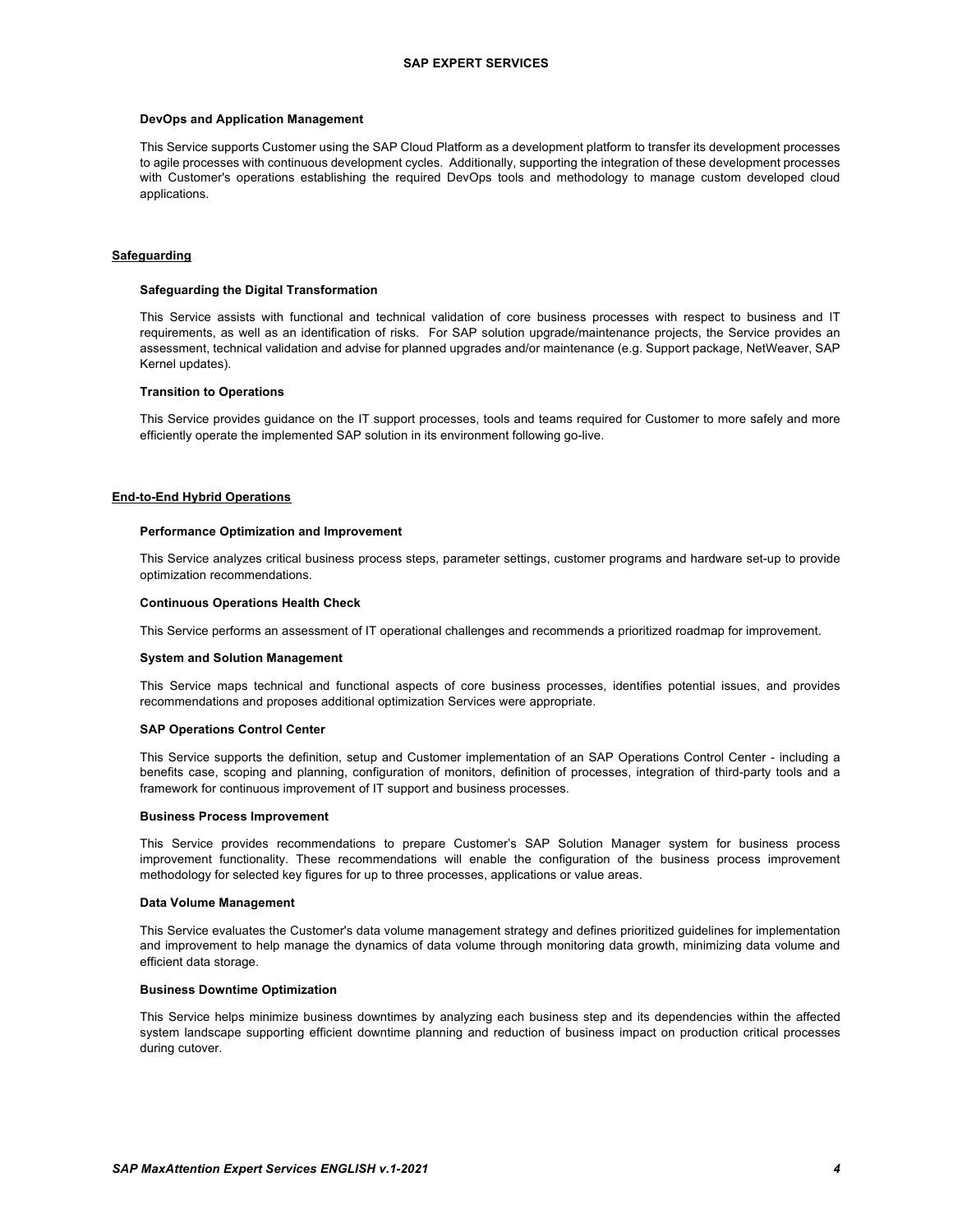#### DevOps and Application Management

This Service supports Customer using the SAP Cloud Platform as a development platform to transfer its development processes to agile processes with continuous development cycles. Additionally, supporting the integration of these development processes with Customer's operations establishing the required DevOps tools and methodology to manage custom developed cloud applications.

### Safeguarding

#### Safeguarding the Digital Transformation

This Service assists with functional and technical validation of core business processes with respect to business and IT requirements, as well as an identification of risks. For SAP solution upgrade/maintenance projects, the Service provides an assessment, technical validation and advise for planned upgrades and/or maintenance (e.g. Support package, NetWeaver, SAP Kernel updates).

#### Transition to Operations

This Service provides guidance on the IT support processes, tools and teams required for Customer to more safely and more efficiently operate the implemented SAP solution in its environment following go-live.

### End-to-End Hybrid Operations

#### Performance Optimization and Improvement

This Service analyzes critical business process steps, parameter settings, customer programs and hardware set-up to provide optimization recommendations.

#### Continuous Operations Health Check

This Service performs an assessment of IT operational challenges and recommends a prioritized roadmap for improvement.

#### System and Solution Management

This Service maps technical and functional aspects of core business processes, identifies potential issues, and provides recommendations and proposes additional optimization Services were appropriate.

#### SAP Operations Control Center

This Service supports the definition, setup and Customer implementation of an SAP Operations Control Center - including a benefits case, scoping and planning, configuration of monitors, definition of processes, integration of third-party tools and a framework for continuous improvement of IT support and business processes.

#### Business Process Improvement

This Service provides recommendations to prepare Customer's SAP Solution Manager system for business process improvement functionality. These recommendations will enable the configuration of the business process improvement methodology for selected key figures for up to three processes, applications or value areas.

#### Data Volume Management

This Service evaluates the Customer's data volume management strategy and defines prioritized guidelines for implementation and improvement to help manage the dynamics of data volume through monitoring data growth, minimizing data volume and efficient data storage.

#### Business Downtime Optimization

This Service helps minimize business downtimes by analyzing each business step and its dependencies within the affected system landscape supporting efficient downtime planning and reduction of business impact on production critical processes during cutover.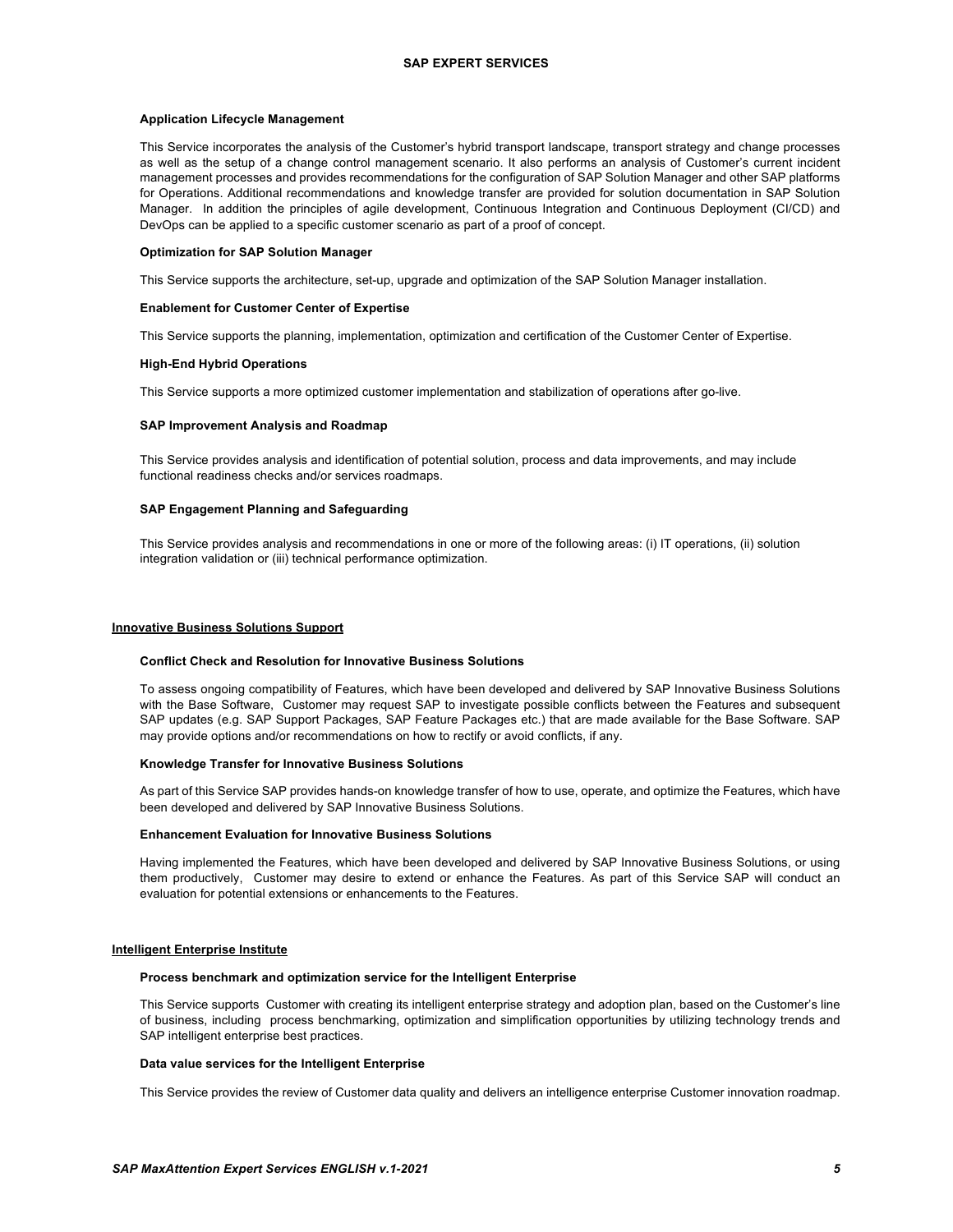#### Application Lifecycle Management

This Service incorporates the analysis of the Customer's hybrid transport landscape, transport strategy and change processes as well as the setup of a change control management scenario. It also performs an analysis of Customer's current incident management processes and provides recommendations for the configuration of SAP Solution Manager and other SAP platforms for Operations. Additional recommendations and knowledge transfer are provided for solution documentation in SAP Solution Manager. In addition the principles of agile development, Continuous Integration and Continuous Deployment (CI/CD) and DevOps can be applied to a specific customer scenario as part of a proof of concept.

#### Optimization for SAP Solution Manager

This Service supports the architecture, set-up, upgrade and optimization of the SAP Solution Manager installation.

#### Enablement for Customer Center of Expertise

This Service supports the planning, implementation, optimization and certification of the Customer Center of Expertise.

#### High-End Hybrid Operations

This Service supports a more optimized customer implementation and stabilization of operations after go-live.

#### SAP Improvement Analysis and Roadmap

This Service provides analysis and identification of potential solution, process and data improvements, and may include functional readiness checks and/or services roadmaps.

#### SAP Engagement Planning and Safeguarding

This Service provides analysis and recommendations in one or more of the following areas: (i) IT operations, (ii) solution integration validation or (iii) technical performance optimization.

### Innovative Business Solutions Support

#### Conflict Check and Resolution for Innovative Business Solutions

To assess ongoing compatibility of Features, which have been developed and delivered by SAP Innovative Business Solutions with the Base Software, Customer may request SAP to investigate possible conflicts between the Features and subsequent SAP updates (e.g. SAP Support Packages, SAP Feature Packages etc.) that are made available for the Base Software. SAP may provide options and/or recommendations on how to rectify or avoid conflicts, if any.

#### Knowledge Transfer for Innovative Business Solutions

As part of this Service SAP provides hands-on knowledge transfer of how to use, operate, and optimize the Features, which have been developed and delivered by SAP Innovative Business Solutions.

#### Enhancement Evaluation for Innovative Business Solutions

Having implemented the Features, which have been developed and delivered by SAP Innovative Business Solutions, or using them productively, Customer may desire to extend or enhance the Features. As part of this Service SAP will conduct an evaluation for potential extensions or enhancements to the Features.

### Intelligent Enterprise Institute

#### Process benchmark and optimization service for the Intelligent Enterprise

This Service supports Customer with creating its intelligent enterprise strategy and adoption plan, based on the Customer's line of business, including process benchmarking, optimization and simplification opportunities by utilizing technology trends and SAP intelligent enterprise best practices.

#### Data value services for the Intelligent Enterprise

This Service provides the review of Customer data quality and delivers an intelligence enterprise Customer innovation roadmap.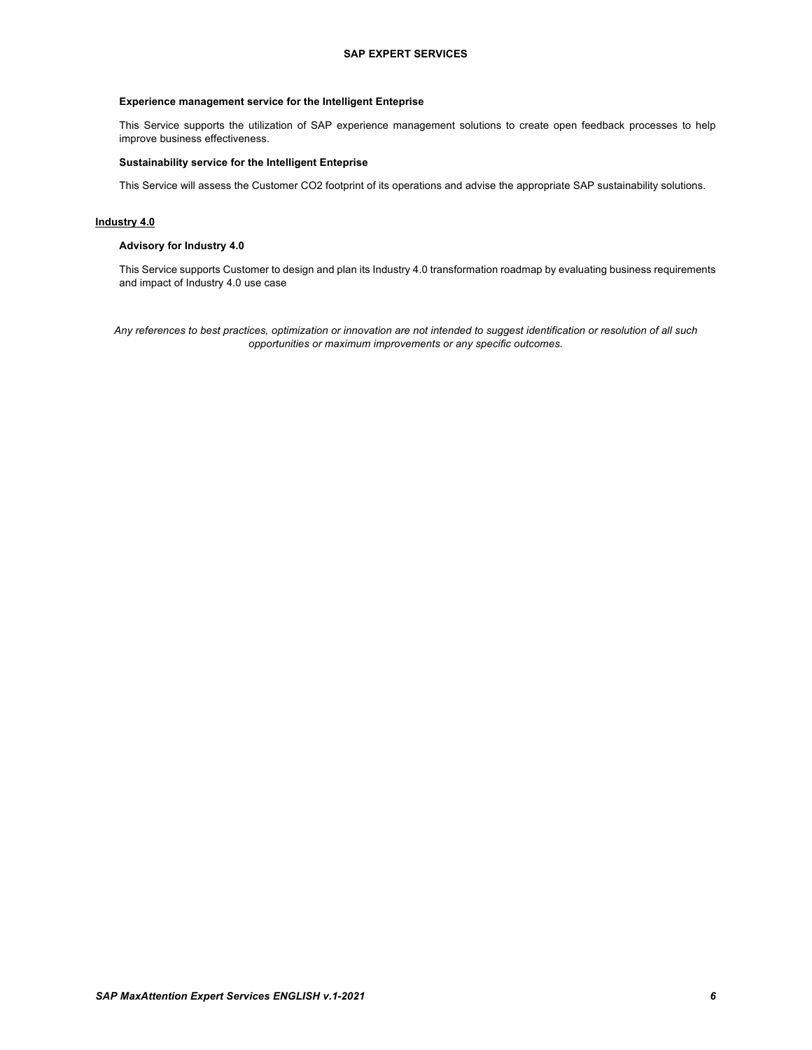**Experience management service for the Intelligent Enteprise**

This Service supports the utilization of SAP experience management solutions to create open feedback processes to help improve business effectiveness.

**Sustainability service for the Intelligent Enteprise**

This Service will assess the Customer $CO_2$ footprint of its operations and advise the appropriate SAP sustainability solutions.

## Industry 4.0

**Advisory for Industry 4.0**

This Service supports Customer to design and plan its Industry 4.0 transformation roadmap by evaluating business requirements and impact of Industry 4.0 use case

*Any references to best practices, optimization or innovation are not intended to suggest identification or resolution of all such opportunities or maximum improvements or any specific outcomes.*